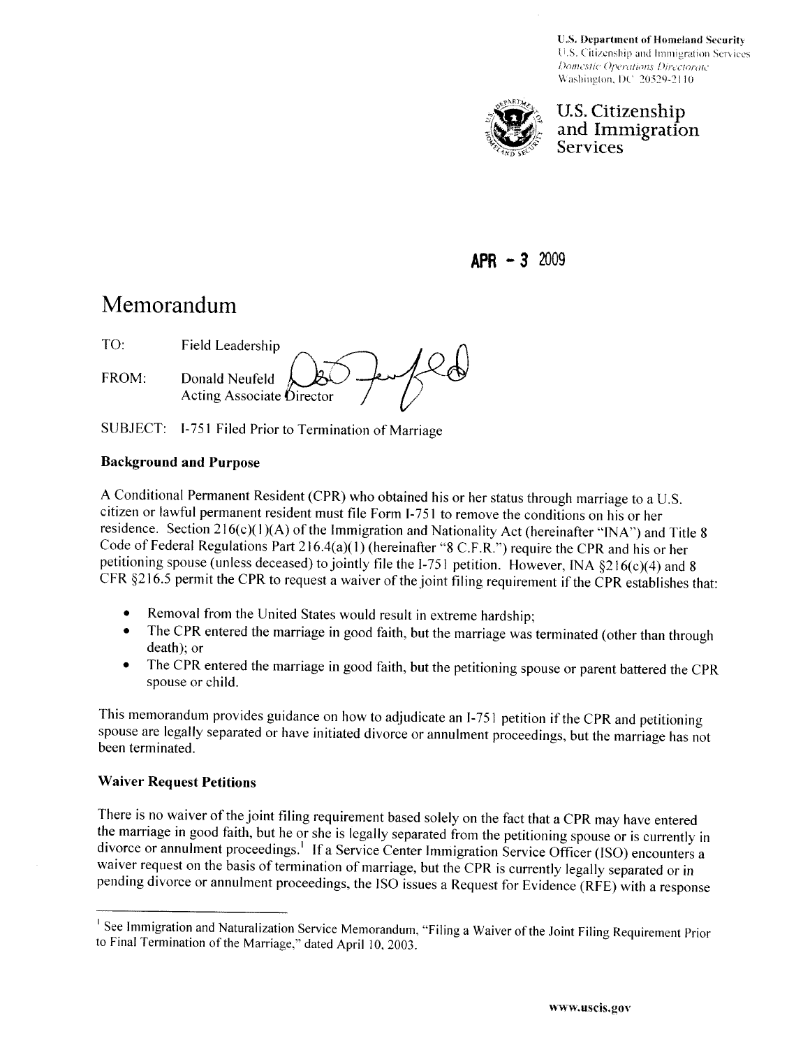U.S. Department of Homeland Security
U.S. Citizenship and Immigration Services
*Domestic Operations Directorate*
Washington, DC 20529-2110

**U.S. Citizenship and Immigration Services**

**APR - 3 2009**

# Memorandum

TO: Field Leadership

FROM: Donald Neufeld
Acting Associate Director

SUBJECT: I-751 Filed Prior to Termination of Marriage

### Background and Purpose

A Conditional Permanent Resident (CPR) who obtained his or her status through marriage to a U.S. citizen or lawful permanent resident must file Form I-751 to remove the conditions on his or her residence. Section 216(c)(1)(A) of the Immigration and Nationality Act (hereinafter "INA") and Title 8 Code of Federal Regulations Part 216.4(a)(1) (hereinafter "8 C.F.R.") require the CPR and his or her petitioning spouse (unless deceased) to jointly file the I-751 petition. However, INA §216(c)(4) and 8 CFR §216.5 permit the CPR to request a waiver of the joint filing requirement if the CPR establishes that:

- Removal from the United States would result in extreme hardship;
- The CPR entered the marriage in good faith, but the marriage was terminated (other than through death); or
- The CPR entered the marriage in good faith, but the petitioning spouse or parent battered the CPR spouse or child.

This memorandum provides guidance on how to adjudicate an I-751 petition if the CPR and petitioning spouse are legally separated or have initiated divorce or annulment proceedings, but the marriage has not been terminated.

### Waiver Request Petitions

There is no waiver of the joint filing requirement based solely on the fact that a CPR may have entered the marriage in good faith, but he or she is legally separated from the petitioning spouse or is currently in divorce or annulment proceedings.[1] If a Service Center Immigration Service Officer (ISO) encounters a waiver request on the basis of termination of marriage, but the CPR is currently legally separated or in pending divorce or annulment proceedings, the ISO issues a Request for Evidence (RFE) with a response

---

[1] See Immigration and Naturalization Service Memorandum, "Filing a Waiver of the Joint Filing Requirement Prior to Final Termination of the Marriage," dated April 10, 2003.

www.uscis.gov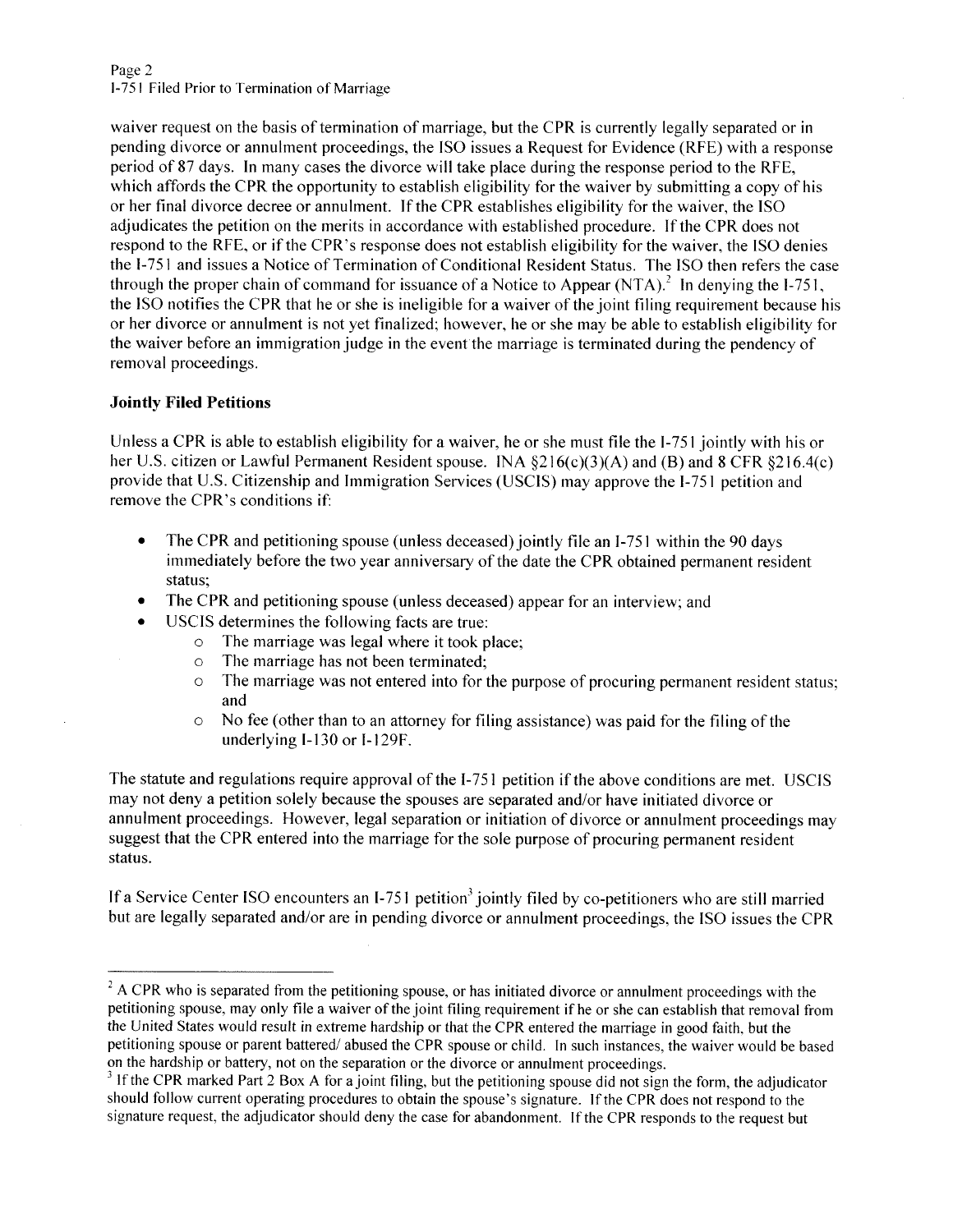waiver request on the basis of termination of marriage, but the CPR is currently legally separated or in pending divorce or annulment proceedings, the ISO issues a Request for Evidence (RFE) with a response period of 87 days. In many cases the divorce will take place during the response period to the RFE, which affords the CPR the opportunity to establish eligibility for the waiver by submitting a copy of his or her final divorce decree or annulment. If the CPR establishes eligibility for the waiver, the ISO adjudicates the petition on the merits in accordance with established procedure. If the CPR does not respond to the RFE, or if the CPR's response does not establish eligibility for the waiver, the ISO denies the I-751 and issues a Notice of Termination of Conditional Resident Status. The ISO then refers the case through the proper chain of command for issuance of a Notice to Appear (NTA).[2] In denying the I-751, the ISO notifies the CPR that he or she is ineligible for a waiver of the joint filing requirement because his or her divorce or annulment is not yet finalized; however, he or she may be able to establish eligibility for the waiver before an immigration judge in the event the marriage is terminated during the pendency of removal proceedings.

**Jointly Filed Petitions**

Unless a CPR is able to establish eligibility for a waiver, he or she must file the I-751 jointly with his or her U.S. citizen or Lawful Permanent Resident spouse. INA §216(c)(3)(A) and (B) and 8 CFR §216.4(c) provide that U.S. Citizenship and Immigration Services (USCIS) may approve the I-751 petition and remove the CPR's conditions if:

- The CPR and petitioning spouse (unless deceased) jointly file an I-751 within the 90 days immediately before the two year anniversary of the date the CPR obtained permanent resident status;
- The CPR and petitioning spouse (unless deceased) appear for an interview; and
- USCIS determines the following facts are true:
  - The marriage was legal where it took place;
  - The marriage has not been terminated;
  - The marriage was not entered into for the purpose of procuring permanent resident status; and
  - No fee (other than to an attorney for filing assistance) was paid for the filing of the underlying I-130 or I-129F.

The statute and regulations require approval of the I-751 petition if the above conditions are met. USCIS may not deny a petition solely because the spouses are separated and/or have initiated divorce or annulment proceedings. However, legal separation or initiation of divorce or annulment proceedings may suggest that the CPR entered into the marriage for the sole purpose of procuring permanent resident status.

If a Service Center ISO encounters an I-751 petition[3] jointly filed by co-petitioners who are still married but are legally separated and/or are in pending divorce or annulment proceedings, the ISO issues the CPR

---

[2] A CPR who is separated from the petitioning spouse, or has initiated divorce or annulment proceedings with the petitioning spouse, may only file a waiver of the joint filing requirement if he or she can establish that removal from the United States would result in extreme hardship or that the CPR entered the marriage in good faith, but the petitioning spouse or parent battered/ abused the CPR spouse or child. In such instances, the waiver would be based on the hardship or battery, not on the separation or the divorce or annulment proceedings.

[3] If the CPR marked Part 2 Box A for a joint filing, but the petitioning spouse did not sign the form, the adjudicator should follow current operating procedures to obtain the spouse's signature. If the CPR does not respond to the signature request, the adjudicator should deny the case for abandonment. If the CPR responds to the request but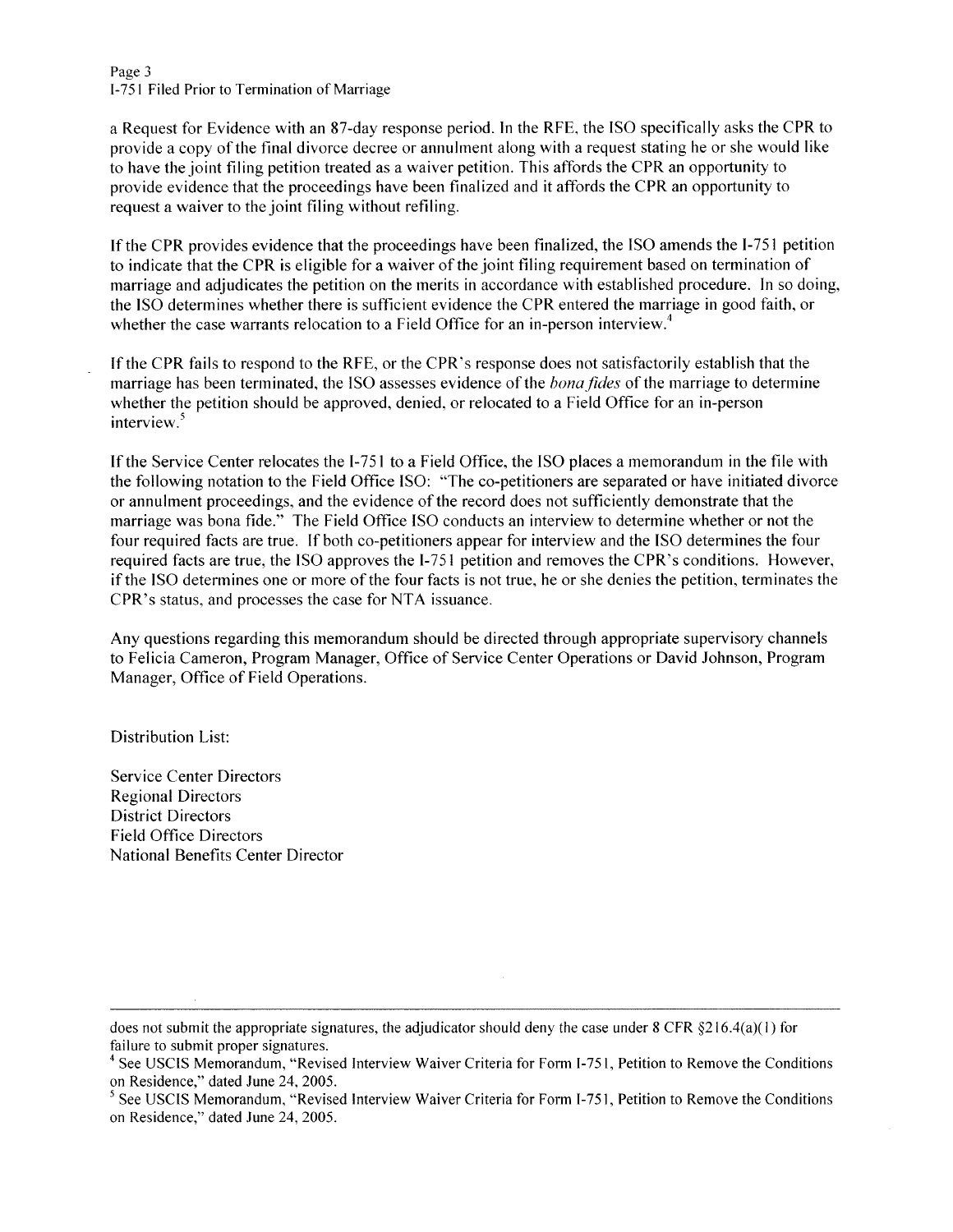a Request for Evidence with an 87-day response period. In the RFE, the ISO specifically asks the CPR to provide a copy of the final divorce decree or annulment along with a request stating he or she would like to have the joint filing petition treated as a waiver petition. This affords the CPR an opportunity to provide evidence that the proceedings have been finalized and it affords the CPR an opportunity to request a waiver to the joint filing without refiling.

If the CPR provides evidence that the proceedings have been finalized, the ISO amends the I-751 petition to indicate that the CPR is eligible for a waiver of the joint filing requirement based on termination of marriage and adjudicates the petition on the merits in accordance with established procedure. In so doing, the ISO determines whether there is sufficient evidence the CPR entered the marriage in good faith, or whether the case warrants relocation to a Field Office for an in-person interview.[4]

If the CPR fails to respond to the RFE, or the CPR's response does not satisfactorily establish that the marriage has been terminated, the ISO assesses evidence of the *bona fides* of the marriage to determine whether the petition should be approved, denied, or relocated to a Field Office for an in-person interview.[5]

If the Service Center relocates the I-751 to a Field Office, the ISO places a memorandum in the file with the following notation to the Field Office ISO: "The co-petitioners are separated or have initiated divorce or annulment proceedings, and the evidence of the record does not sufficiently demonstrate that the marriage was bona fide." The Field Office ISO conducts an interview to determine whether or not the four required facts are true. If both co-petitioners appear for interview and the ISO determines the four required facts are true, the ISO approves the I-751 petition and removes the CPR's conditions. However, if the ISO determines one or more of the four facts is not true, he or she denies the petition, terminates the CPR's status, and processes the case for NTA issuance.

Any questions regarding this memorandum should be directed through appropriate supervisory channels to Felicia Cameron, Program Manager, Office of Service Center Operations or David Johnson, Program Manager, Office of Field Operations.

Distribution List:

Service Center Directors
Regional Directors
District Directors
Field Office Directors
National Benefits Center Director

---

does not submit the appropriate signatures, the adjudicator should deny the case under 8 CFR §216.4(a)(1) for failure to submit proper signatures.

[4] See USCIS Memorandum, "Revised Interview Waiver Criteria for Form I-751, Petition to Remove the Conditions on Residence," dated June 24, 2005.

[5] See USCIS Memorandum, "Revised Interview Waiver Criteria for Form I-751, Petition to Remove the Conditions on Residence," dated June 24, 2005.